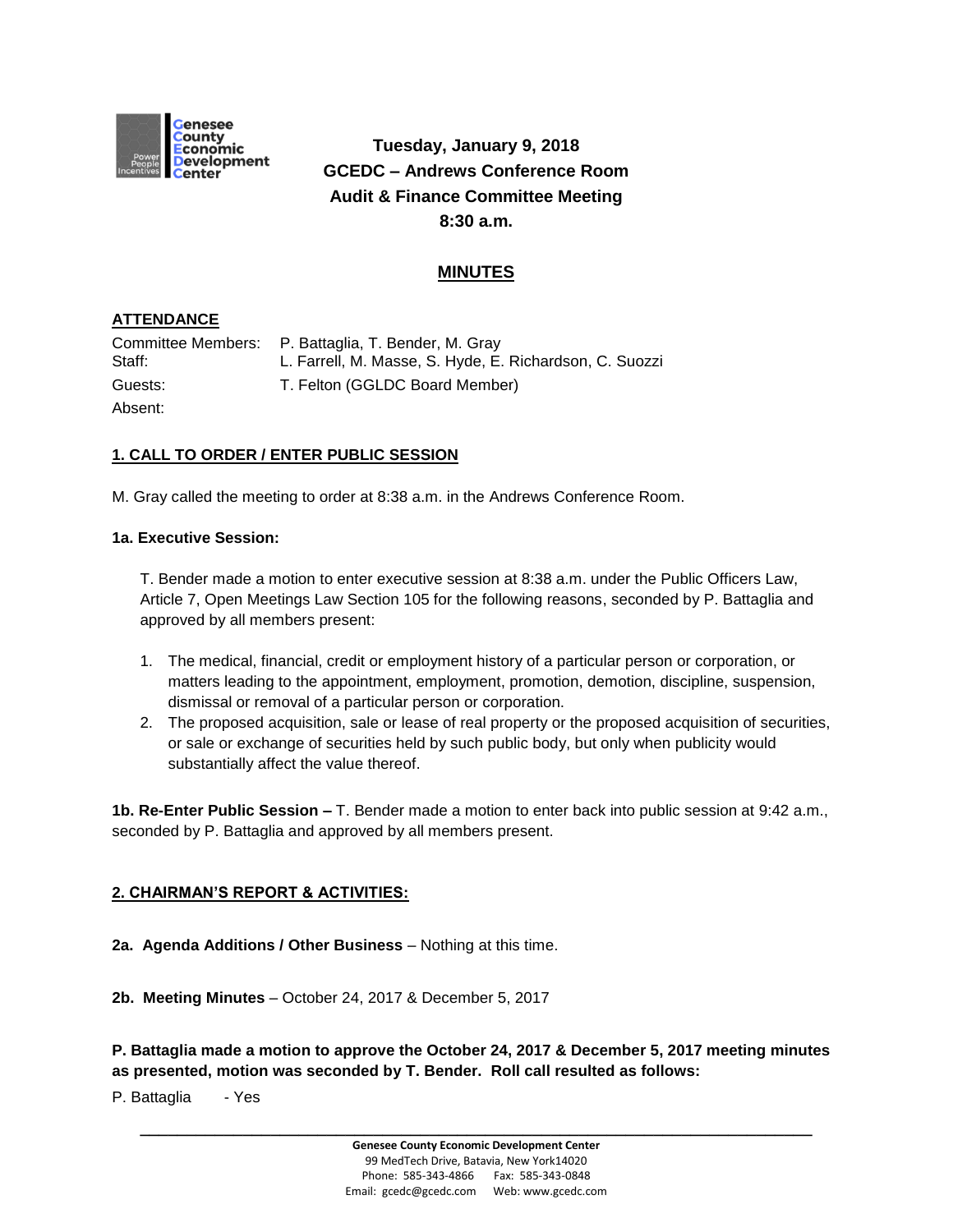**Tuesday, January 9, 2018**
**GCEDC – Andrews Conference Room**
**Audit & Finance Committee Meeting**
**8:30 a.m.**

# MINUTES

## ATTENDANCE

Committee Members: P. Battaglia, T. Bender, M. Gray
Staff: L. Farrell, M. Masse, S. Hyde, E. Richardson, C. Suozzi
Guests: T. Felton (GGLDC Board Member)
Absent:

## 1. CALL TO ORDER / ENTER PUBLIC SESSION

M. Gray called the meeting to order at 8:38 a.m. in the Andrews Conference Room.

### 1a. Executive Session:

T. Bender made a motion to enter executive session at 8:38 a.m. under the Public Officers Law, Article 7, Open Meetings Law Section 105 for the following reasons, seconded by P. Battaglia and approved by all members present:

1. The medical, financial, credit or employment history of a particular person or corporation, or matters leading to the appointment, employment, promotion, demotion, discipline, suspension, dismissal or removal of a particular person or corporation.
2. The proposed acquisition, sale or lease of real property or the proposed acquisition of securities, or sale or exchange of securities held by such public body, but only when publicity would substantially affect the value thereof.

**1b. Re-Enter Public Session –** T. Bender made a motion to enter back into public session at 9:42 a.m., seconded by P. Battaglia and approved by all members present.

## 2. CHAIRMAN'S REPORT & ACTIVITIES:

**2a. Agenda Additions / Other Business** – Nothing at this time.

**2b. Meeting Minutes** – October 24, 2017 & December 5, 2017

**P. Battaglia made a motion to approve the October 24, 2017 & December 5, 2017 meeting minutes as presented, motion was seconded by T. Bender. Roll call resulted as follows:**

P. Battaglia - Yes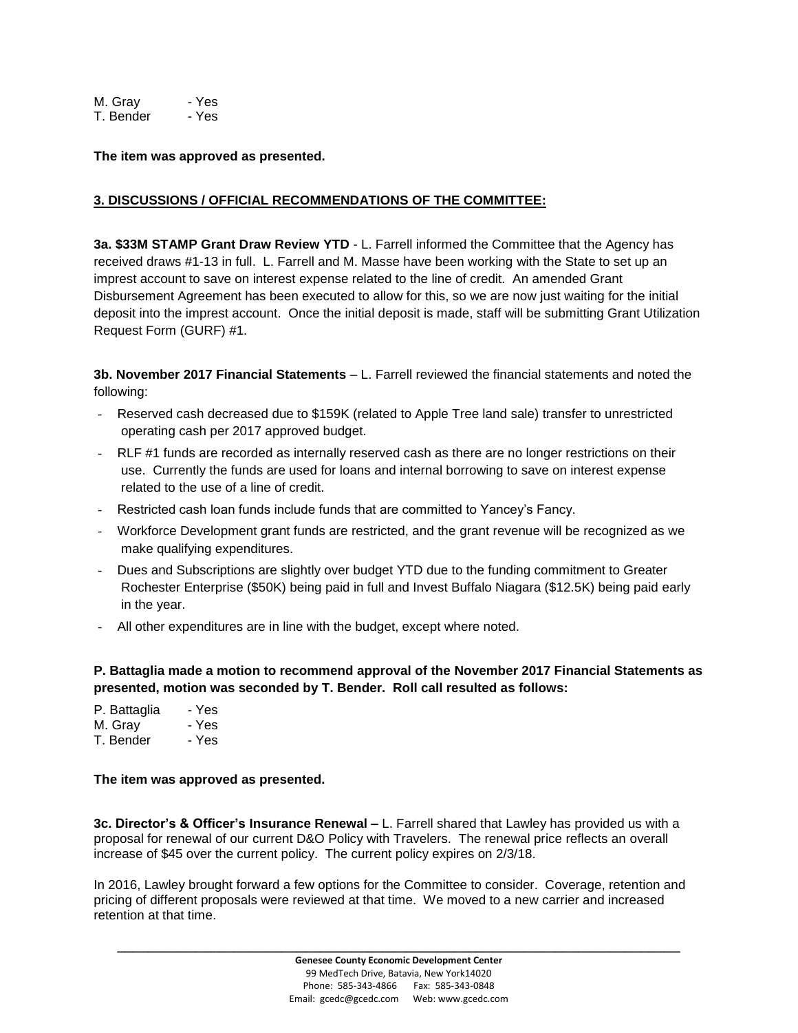M. Gray - Yes
T. Bender - Yes

**The item was approved as presented.**

## 3. DISCUSSIONS / OFFICIAL RECOMMENDATIONS OF THE COMMITTEE:

**3a. $33M STAMP Grant Draw Review YTD** - L. Farrell informed the Committee that the Agency has received draws #1-13 in full. L. Farrell and M. Masse have been working with the State to set up an imprest account to save on interest expense related to the line of credit. An amended Grant Disbursement Agreement has been executed to allow for this, so we are now just waiting for the initial deposit into the imprest account. Once the initial deposit is made, staff will be submitting Grant Utilization Request Form (GURF) #1.

**3b. November 2017 Financial Statements** – L. Farrell reviewed the financial statements and noted the following:

- Reserved cash decreased due to $159K (related to Apple Tree land sale) transfer to unrestricted operating cash per 2017 approved budget.
- RLF #1 funds are recorded as internally reserved cash as there are no longer restrictions on their use. Currently the funds are used for loans and internal borrowing to save on interest expense related to the use of a line of credit.
- Restricted cash loan funds include funds that are committed to Yancey's Fancy.
- Workforce Development grant funds are restricted, and the grant revenue will be recognized as we make qualifying expenditures.
- Dues and Subscriptions are slightly over budget YTD due to the funding commitment to Greater Rochester Enterprise ($50K) being paid in full and Invest Buffalo Niagara ($12.5K) being paid early in the year.
- All other expenditures are in line with the budget, except where noted.

**P. Battaglia made a motion to recommend approval of the November 2017 Financial Statements as presented, motion was seconded by T. Bender. Roll call resulted as follows:**

P. Battaglia - Yes
M. Gray - Yes
T. Bender - Yes

**The item was approved as presented.**

**3c. Director's & Officer's Insurance Renewal –** L. Farrell shared that Lawley has provided us with a proposal for renewal of our current D&O Policy with Travelers. The renewal price reflects an overall increase of $45 over the current policy. The current policy expires on 2/3/18.

In 2016, Lawley brought forward a few options for the Committee to consider. Coverage, retention and pricing of different proposals were reviewed at that time. We moved to a new carrier and increased retention at that time.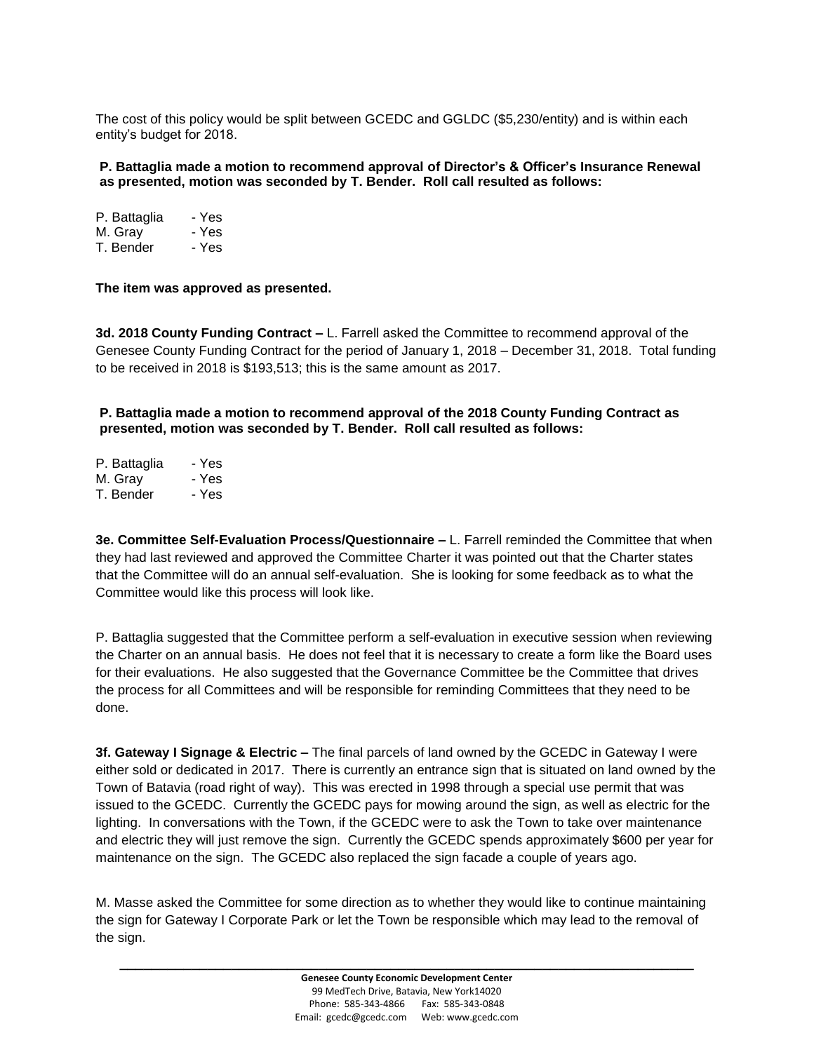The cost of this policy would be split between GCEDC and GGLDC ($5,230/entity) and is within each entity's budget for 2018.

**P. Battaglia made a motion to recommend approval of Director's & Officer's Insurance Renewal as presented, motion was seconded by T. Bender. Roll call resulted as follows:**

P. Battaglia - Yes
M. Gray - Yes
T. Bender - Yes

**The item was approved as presented.**

**3d. 2018 County Funding Contract –** L. Farrell asked the Committee to recommend approval of the Genesee County Funding Contract for the period of January 1, 2018 – December 31, 2018. Total funding to be received in 2018 is $193,513; this is the same amount as 2017.

**P. Battaglia made a motion to recommend approval of the 2018 County Funding Contract as presented, motion was seconded by T. Bender. Roll call resulted as follows:**

P. Battaglia - Yes
M. Gray - Yes
T. Bender - Yes

**3e. Committee Self-Evaluation Process/Questionnaire –** L. Farrell reminded the Committee that when they had last reviewed and approved the Committee Charter it was pointed out that the Charter states that the Committee will do an annual self-evaluation. She is looking for some feedback as to what the Committee would like this process will look like.

P. Battaglia suggested that the Committee perform a self-evaluation in executive session when reviewing the Charter on an annual basis. He does not feel that it is necessary to create a form like the Board uses for their evaluations. He also suggested that the Governance Committee be the Committee that drives the process for all Committees and will be responsible for reminding Committees that they need to be done.

**3f. Gateway I Signage & Electric –** The final parcels of land owned by the GCEDC in Gateway I were either sold or dedicated in 2017. There is currently an entrance sign that is situated on land owned by the Town of Batavia (road right of way). This was erected in 1998 through a special use permit that was issued to the GCEDC. Currently the GCEDC pays for mowing around the sign, as well as electric for the lighting. In conversations with the Town, if the GCEDC were to ask the Town to take over maintenance and electric they will just remove the sign. Currently the GCEDC spends approximately $600 per year for maintenance on the sign. The GCEDC also replaced the sign facade a couple of years ago.

M. Masse asked the Committee for some direction as to whether they would like to continue maintaining the sign for Gateway I Corporate Park or let the Town be responsible which may lead to the removal of the sign.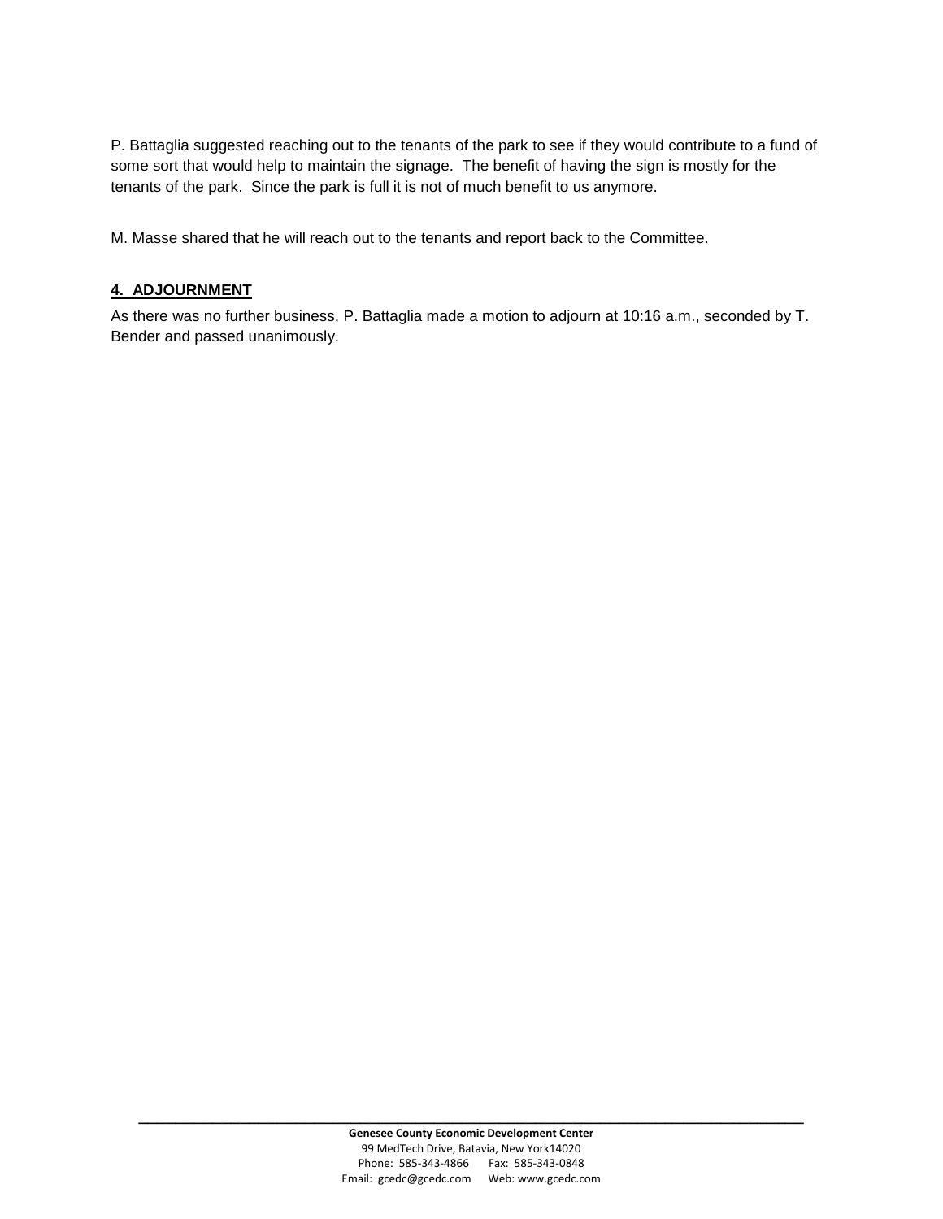P. Battaglia suggested reaching out to the tenants of the park to see if they would contribute to a fund of some sort that would help to maintain the signage. The benefit of having the sign is mostly for the tenants of the park. Since the park is full it is not of much benefit to us anymore.

M. Masse shared that he will reach out to the tenants and report back to the Committee.

**4. ADJOURNMENT**

As there was no further business, P. Battaglia made a motion to adjourn at 10:16 a.m., seconded by T. Bender and passed unanimously.